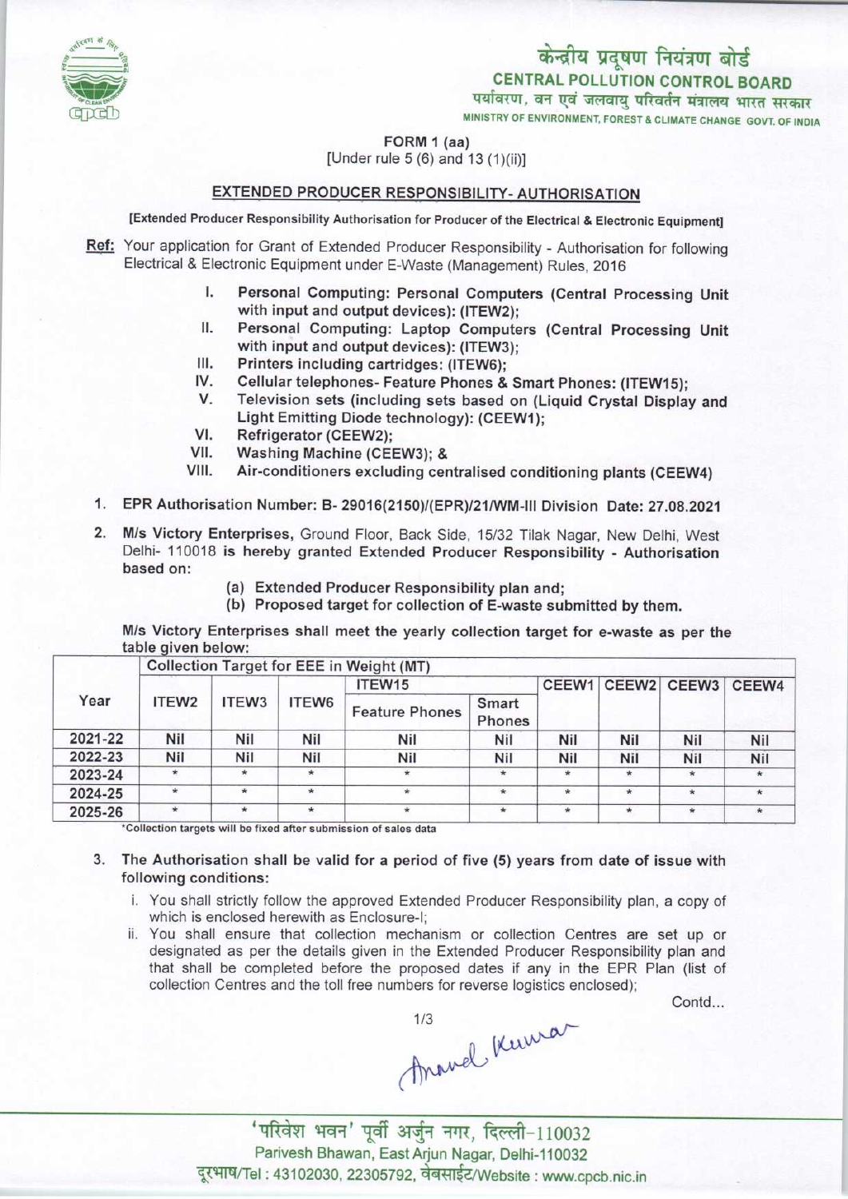केन्द्रीय प्रदूषण नियंत्रण बोर्ड
**CENTRAL POLLUTION CONTROL BOARD**
पर्यावरण, वन एवं जलवायु परिवर्तन मंत्रालय भारत सरकार
MINISTRY OF ENVIRONMENT, FOREST & CLIMATE CHANGE GOVT. OF INDIA

**FORM 1 (aa)**
[Under rule 5 (6) and 13 (1)(ii)]

## EXTENDED PRODUCER RESPONSIBILITY- AUTHORISATION

[Extended Producer Responsibility Authorisation for Producer of the Electrical & Electronic Equipment]

**Ref:** Your application for Grant of Extended Producer Responsibility - Authorisation for following Electrical & Electronic Equipment under E-Waste (Management) Rules, 2016

I. **Personal Computing: Personal Computers (Central Processing Unit with input and output devices): (ITEW2);**
II. **Personal Computing: Laptop Computers (Central Processing Unit with input and output devices): (ITEW3);**
III. **Printers including cartridges: (ITEW6);**
IV. **Cellular telephones- Feature Phones & Smart Phones: (ITEW15);**
V. **Television sets (including sets based on (Liquid Crystal Display and Light Emitting Diode technology): (CEEW1);**
VI. **Refrigerator (CEEW2);**
VII. **Washing Machine (CEEW3); &**
VIII. **Air-conditioners excluding centralised conditioning plants (CEEW4)**

1. **EPR Authorisation Number: B- 29016(2150)/(EPR)/21/WM-III Division Date: 27.08.2021**

2. **M/s Victory Enterprises,** Ground Floor, Back Side, 15/32 Tilak Nagar, New Delhi, West Delhi- 110018 **is hereby granted Extended Producer Responsibility - Authorisation based on:**
   - **(a) Extended Producer Responsibility plan and;**
   - **(b) Proposed target for collection of E-waste submitted by them.**

**M/s Victory Enterprises shall meet the yearly collection target for e-waste as per the table given below:**

| Year | Collection Target for EEE in Weight (MT) | | | | | | | | |
|---|---|---|---|---|---|---|---|---|---|
| | ITEW2 | ITEW3 | ITEW6 | ITEW15 | | CEEW1 | CEEW2 | CEEW3 | CEEW4 |
| | | | | Feature Phones | Smart Phones | | | | |
| 2021-22 | Nil | Nil | Nil | Nil | Nil | Nil | Nil | Nil | Nil |
| 2022-23 | Nil | Nil | Nil | Nil | Nil | Nil | Nil | Nil | Nil |
| 2023-24 | * | * | * | * | * | * | * | * | * |
| 2024-25 | * | * | * | * | * | * | * | * | * |
| 2025-26 | * | * | * | * | * | * | * | * | * |

*Collection targets will be fixed after submission of sales data

3. **The Authorisation shall be valid for a period of five (5) years from date of issue with following conditions:**
   i. You shall strictly follow the approved Extended Producer Responsibility plan, a copy of which is enclosed herewith as Enclosure-I;
   ii. You shall ensure that collection mechanism or collection Centres are set up or designated as per the details given in the Extended Producer Responsibility plan and that shall be completed before the proposed dates if any in the EPR Plan (list of collection Centres and the toll free numbers for reverse logistics enclosed);

Contd...

Anand Kumar

'परिवेश भवन' पूर्वी अर्जुन नगर, दिल्ली-110032
Parivesh Bhawan, East Arjun Nagar, Delhi-110032
दूरभाष/Tel : 43102030, 22305792, वेबसाईट/Website : www.cpcb.nic.in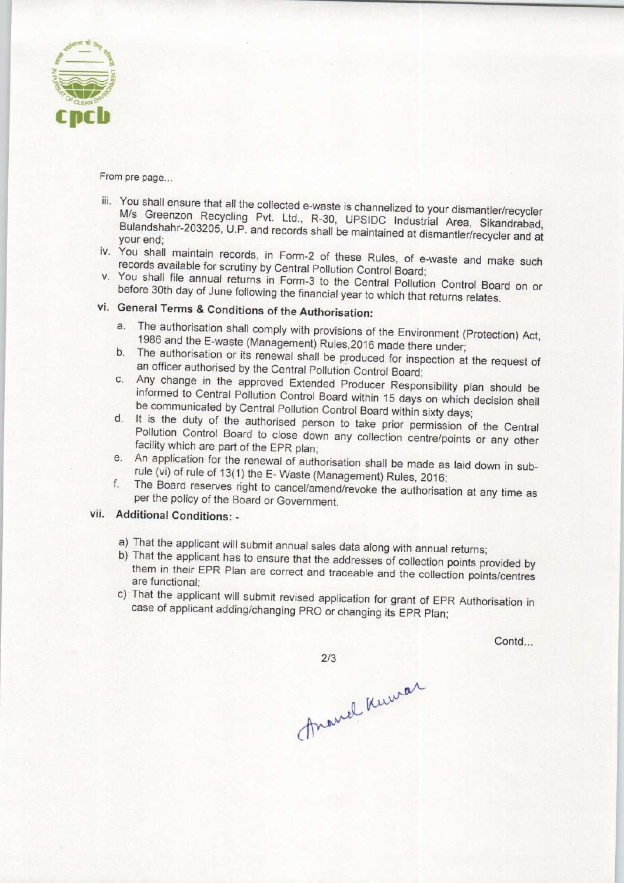From pre page...

iii. You shall ensure that all the collected e-waste is channelized to your dismantler/recycler M/s Greenzon Recycling Pvt. Ltd., R-30, UPSIDC Industrial Area, Sikandrabad, Bulandshahr-203205, U.P. and records shall be maintained at dismantler/recycler and at your end;

iv. You shall maintain records, in Form-2 of these Rules, of e-waste and make such records available for scrutiny by Central Pollution Control Board;

v. You shall file annual returns in Form-3 to the Central Pollution Control Board on or before 30th day of June following the financial year to which that returns relates.

vi. **General Terms & Conditions of the Authorisation:**

   a. The authorisation shall comply with provisions of the Environment (Protection) Act, 1986 and the E-waste (Management) Rules,2016 made there under;
   b. The authorisation or its renewal shall be produced for inspection at the request of an officer authorised by the Central Pollution Control Board;
   c. Any change in the approved Extended Producer Responsibility plan should be informed to Central Pollution Control Board within 15 days on which decision shall be communicated by Central Pollution Control Board within sixty days;
   d. It is the duty of the authorised person to take prior permission of the Central Pollution Control Board to close down any collection centre/points or any other facility which are part of the EPR plan;
   e. An application for the renewal of authorisation shall be made as laid down in sub-rule (vi) of rule of 13(1) the E- Waste (Management) Rules, 2016;
   f. The Board reserves right to cancel/amend/revoke the authorisation at any time as per the policy of the Board or Government.

vii. **Additional Conditions: -**

   a) That the applicant will submit annual sales data along with annual returns;
   b) That the applicant has to ensure that the addresses of collection points provided by them in their EPR Plan are correct and traceable and the collection points/centres are functional;
   c) That the applicant will submit revised application for grant of EPR Authorisation in case of applicant adding/changing PRO or changing its EPR Plan;

Contd...

Anand Kumar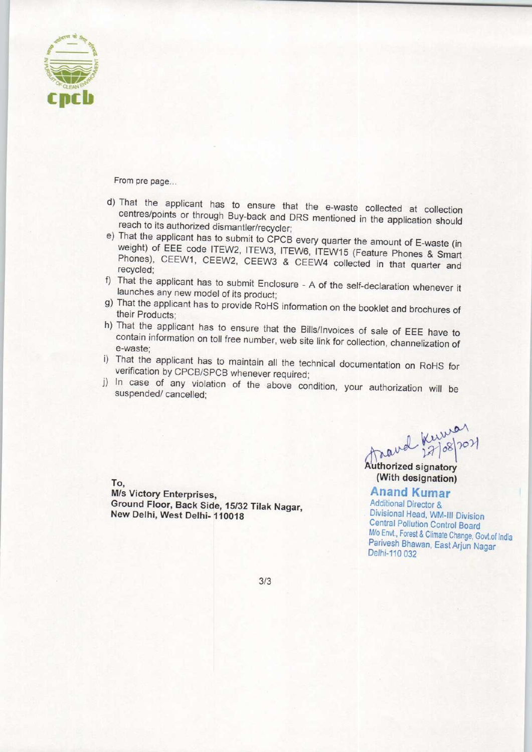From pre page...

d) That the applicant has to ensure that the e-waste collected at collection centres/points or through Buy-back and DRS mentioned in the application should reach to its authorized dismantler/recycler;
e) That the applicant has to submit to CPCB every quarter the amount of E-waste (in weight) of EEE code ITEW2, ITEW3, ITEW6, ITEW15 (Feature Phones & Smart Phones), CEEW1, CEEW2, CEEW3 & CEEW4 collected in that quarter and recycled;
f) That the applicant has to submit Enclosure - A of the self-declaration whenever it launches any new model of its product;
g) That the applicant has to provide RoHS information on the booklet and brochures of their Products;
h) That the applicant has to ensure that the Bills/Invoices of sale of EEE have to contain information on toll free number, web site link for collection, channelization of e-waste;
i) That the applicant has to maintain all the technical documentation on RoHS for verification by CPCB/SPCB whenever required;
j) In case of any violation of the above condition, your authorization will be suspended/ cancelled;

Anand Kumar 27/08/2021

**Authorized signatory**
**(With designation)**

**Anand Kumar**
Additional Director &
Divisional Head, WM-III Division
Central Pollution Control Board
M/o Envt., Forest & Climate Change, Govt.of India
Parivesh Bhawan, East Arjun Nagar
Delhi-110 032

To,
**M/s Victory Enterprises,**
**Ground Floor, Back Side, 15/32 Tilak Nagar,**
**New Delhi, West Delhi- 110018**